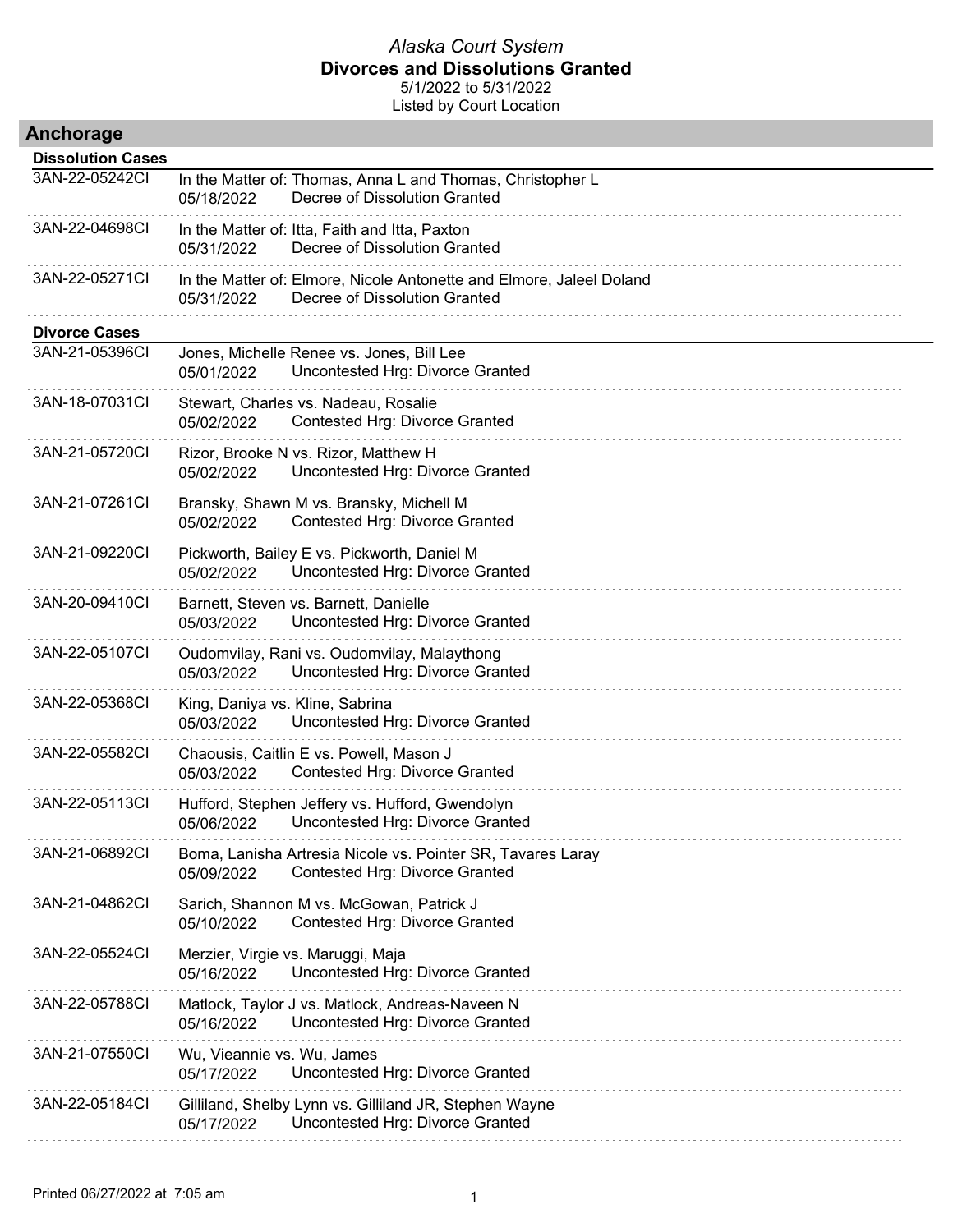*Alaska Court System*
**Divorces and Dissolutions Granted**
5/1/2022 to 5/31/2022
Listed by Court Location

## Anchorage

### Dissolution Cases

| Case Number | Details |
|---|---|
| 3AN-22-05242CI | In the Matter of: Thomas, Anna L and Thomas, Christopher L<br>05/18/2022 Decree of Dissolution Granted |
| 3AN-22-04698CI | In the Matter of: Itta, Faith and Itta, Paxton<br>05/31/2022 Decree of Dissolution Granted |
| 3AN-22-05271CI | In the Matter of: Elmore, Nicole Antonette and Elmore, Jaleel Doland<br>05/31/2022 Decree of Dissolution Granted |

### Divorce Cases

| Case Number | Details |
|---|---|
| 3AN-21-05396CI | Jones, Michelle Renee vs. Jones, Bill Lee<br>05/01/2022 Uncontested Hrg: Divorce Granted |
| 3AN-18-07031CI | Stewart, Charles vs. Nadeau, Rosalie<br>05/02/2022 Contested Hrg: Divorce Granted |
| 3AN-21-05720CI | Rizor, Brooke N vs. Rizor, Matthew H<br>05/02/2022 Uncontested Hrg: Divorce Granted |
| 3AN-21-07261CI | Bransky, Shawn M vs. Bransky, Michell M<br>05/02/2022 Contested Hrg: Divorce Granted |
| 3AN-21-09220CI | Pickworth, Bailey E vs. Pickworth, Daniel M<br>05/02/2022 Uncontested Hrg: Divorce Granted |
| 3AN-20-09410CI | Barnett, Steven vs. Barnett, Danielle<br>05/03/2022 Uncontested Hrg: Divorce Granted |
| 3AN-22-05107CI | Oudomvilay, Rani vs. Oudomvilay, Malaythong<br>05/03/2022 Uncontested Hrg: Divorce Granted |
| 3AN-22-05368CI | King, Daniya vs. Kline, Sabrina<br>05/03/2022 Uncontested Hrg: Divorce Granted |
| 3AN-22-05582CI | Chaousis, Caitlin E vs. Powell, Mason J<br>05/03/2022 Contested Hrg: Divorce Granted |
| 3AN-22-05113CI | Hufford, Stephen Jeffery vs. Hufford, Gwendolyn<br>05/06/2022 Uncontested Hrg: Divorce Granted |
| 3AN-21-06892CI | Boma, Lanisha Artresia Nicole vs. Pointer SR, Tavares Laray<br>05/09/2022 Contested Hrg: Divorce Granted |
| 3AN-21-04862CI | Sarich, Shannon M vs. McGowan, Patrick J<br>05/10/2022 Contested Hrg: Divorce Granted |
| 3AN-22-05524CI | Merzier, Virgie vs. Maruggi, Maja<br>05/16/2022 Uncontested Hrg: Divorce Granted |
| 3AN-22-05788CI | Matlock, Taylor J vs. Matlock, Andreas-Naveen N<br>05/16/2022 Uncontested Hrg: Divorce Granted |
| 3AN-21-07550CI | Wu, Vieannie vs. Wu, James<br>05/17/2022 Uncontested Hrg: Divorce Granted |
| 3AN-22-05184CI | Gilliland, Shelby Lynn vs. Gilliland JR, Stephen Wayne<br>05/17/2022 Uncontested Hrg: Divorce Granted |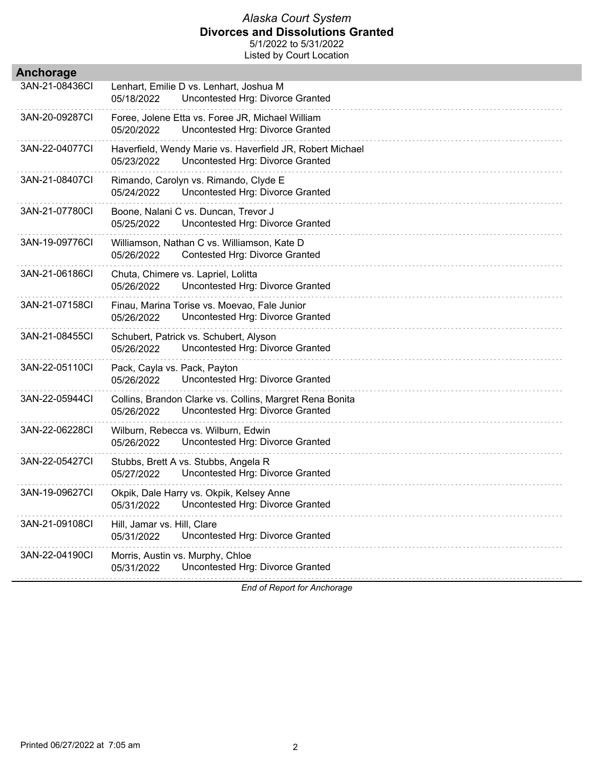*Alaska Court System*
**Divorces and Dissolutions Granted**
5/1/2022 to 5/31/2022
Listed by Court Location

## Anchorage

| Case Number | Parties / Date / Event |
| --- | --- |
| 3AN-21-08436CI | Lenhart, Emilie D vs. Lenhart, Joshua M<br>05/18/2022 Uncontested Hrg: Divorce Granted |
| 3AN-20-09287CI | Foree, Jolene Etta vs. Foree JR, Michael William<br>05/20/2022 Uncontested Hrg: Divorce Granted |
| 3AN-22-04077CI | Haverfield, Wendy Marie vs. Haverfield JR, Robert Michael<br>05/23/2022 Uncontested Hrg: Divorce Granted |
| 3AN-21-08407CI | Rimando, Carolyn vs. Rimando, Clyde E<br>05/24/2022 Uncontested Hrg: Divorce Granted |
| 3AN-21-07780CI | Boone, Nalani C vs. Duncan, Trevor J<br>05/25/2022 Uncontested Hrg: Divorce Granted |
| 3AN-19-09776CI | Williamson, Nathan C vs. Williamson, Kate D<br>05/26/2022 Contested Hrg: Divorce Granted |
| 3AN-21-06186CI | Chuta, Chimere vs. Lapriel, Lolitta<br>05/26/2022 Uncontested Hrg: Divorce Granted |
| 3AN-21-07158CI | Finau, Marina Torise vs. Moevao, Fale Junior<br>05/26/2022 Uncontested Hrg: Divorce Granted |
| 3AN-21-08455CI | Schubert, Patrick vs. Schubert, Alyson<br>05/26/2022 Uncontested Hrg: Divorce Granted |
| 3AN-22-05110CI | Pack, Cayla vs. Pack, Payton<br>05/26/2022 Uncontested Hrg: Divorce Granted |
| 3AN-22-05944CI | Collins, Brandon Clarke vs. Collins, Margret Rena Bonita<br>05/26/2022 Uncontested Hrg: Divorce Granted |
| 3AN-22-06228CI | Wilburn, Rebecca vs. Wilburn, Edwin<br>05/26/2022 Uncontested Hrg: Divorce Granted |
| 3AN-22-05427CI | Stubbs, Brett A vs. Stubbs, Angela R<br>05/27/2022 Uncontested Hrg: Divorce Granted |
| 3AN-19-09627CI | Okpik, Dale Harry vs. Okpik, Kelsey Anne<br>05/31/2022 Uncontested Hrg: Divorce Granted |
| 3AN-21-09108CI | Hill, Jamar vs. Hill, Clare<br>05/31/2022 Uncontested Hrg: Divorce Granted |
| 3AN-22-04190CI | Morris, Austin vs. Murphy, Chloe<br>05/31/2022 Uncontested Hrg: Divorce Granted |

*End of Report for Anchorage*

Printed 06/27/2022 at 7:05 am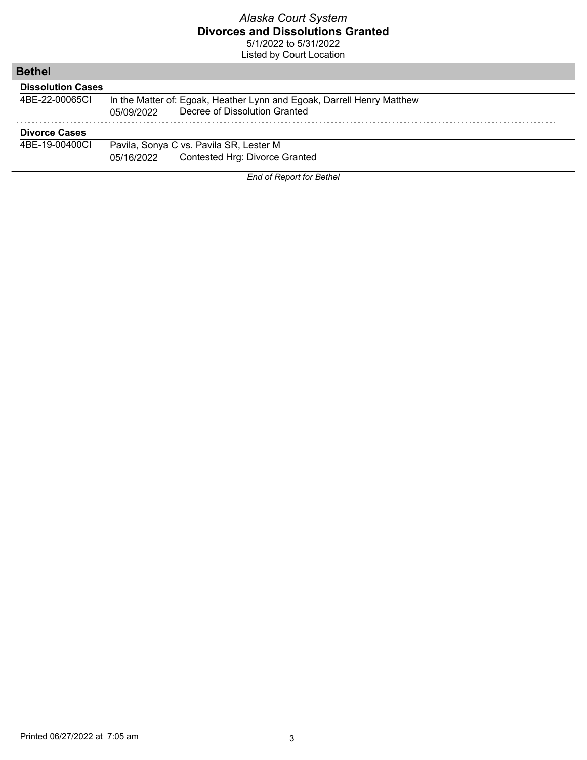*Alaska Court System*
**Divorces and Dissolutions Granted**
5/1/2022 to 5/31/2022
Listed by Court Location

## Bethel

### Dissolution Cases

4BE-22-00065CI — In the Matter of: Egoak, Heather Lynn and Egoak, Darrell Henry Matthew
05/09/2022 — Decree of Dissolution Granted

### Divorce Cases

4BE-19-00400CI — Pavila, Sonya C vs. Pavila SR, Lester M
05/16/2022 — Contested Hrg: Divorce Granted

*End of Report for Bethel*

Printed 06/27/2022 at 7:05 am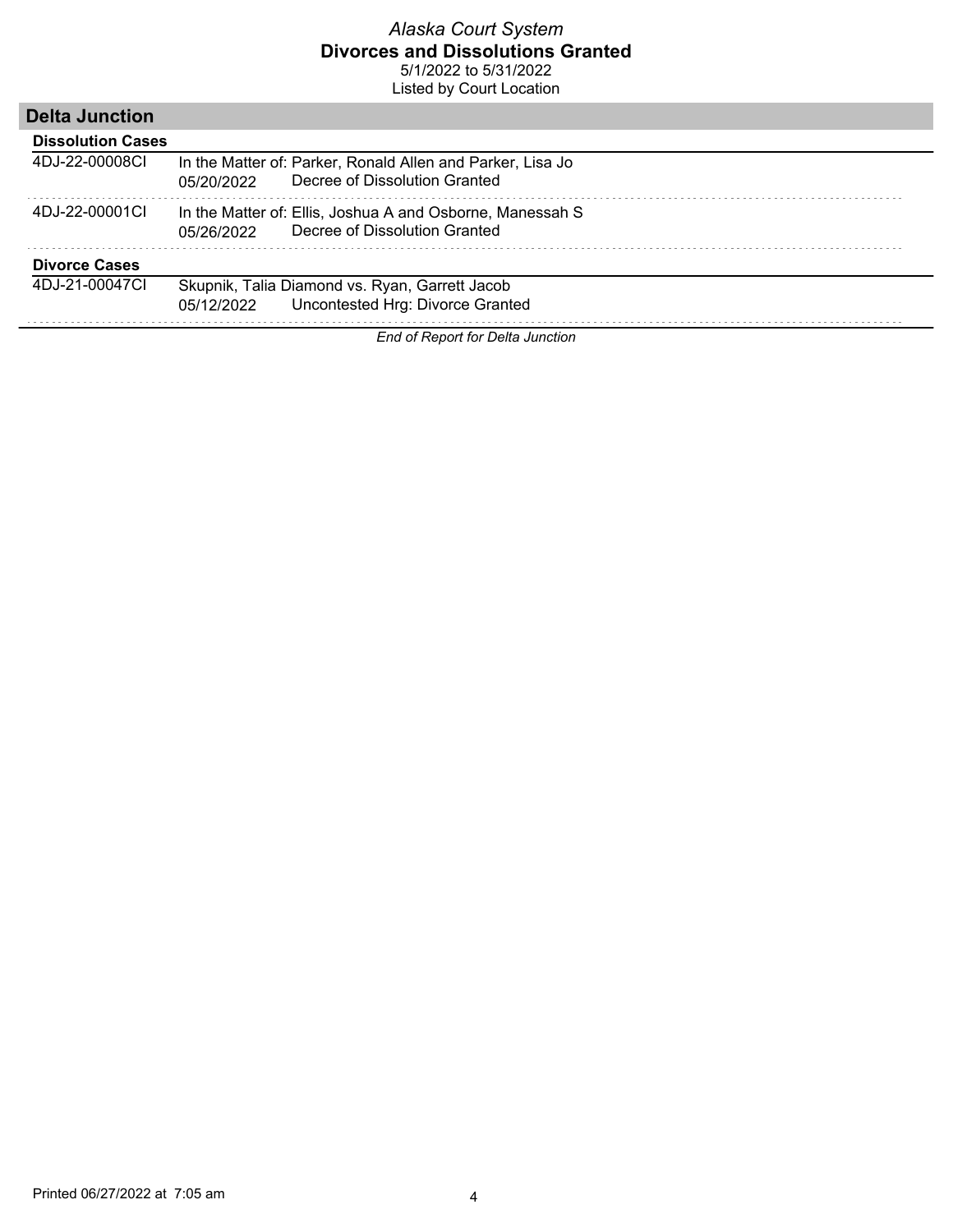*Alaska Court System*

**Divorces and Dissolutions Granted**

5/1/2022 to 5/31/2022

Listed by Court Location

## Delta Junction

### Dissolution Cases

4DJ-22-00008CI — In the Matter of: Parker, Ronald Allen and Parker, Lisa Jo
05/20/2022 — Decree of Dissolution Granted

4DJ-22-00001CI — In the Matter of: Ellis, Joshua A and Osborne, Manessah S
05/26/2022 — Decree of Dissolution Granted

### Divorce Cases

4DJ-21-00047CI — Skupnik, Talia Diamond vs. Ryan, Garrett Jacob
05/12/2022 — Uncontested Hrg: Divorce Granted

*End of Report for Delta Junction*

Printed 06/27/2022 at 7:05 am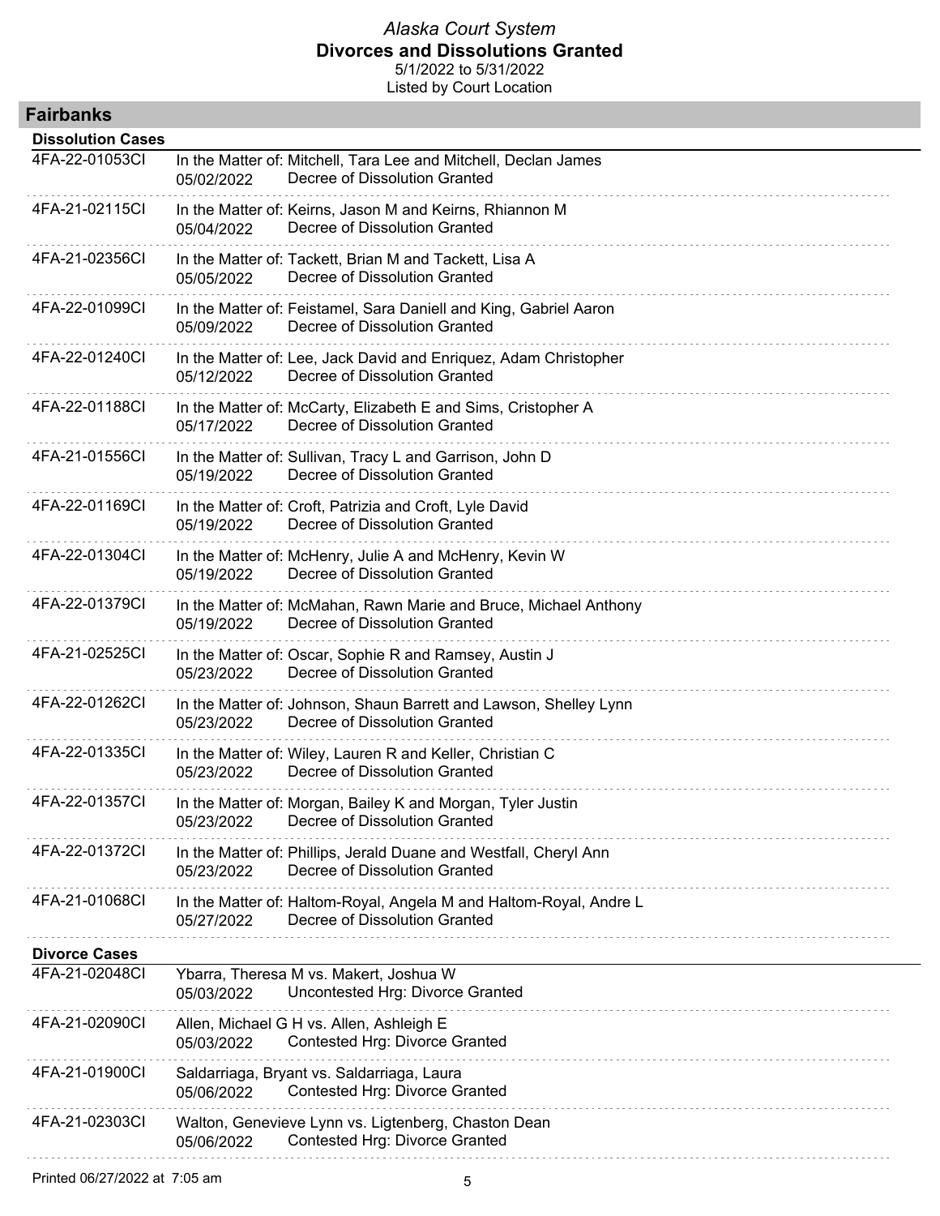*Alaska Court System*
**Divorces and Dissolutions Granted**
5/1/2022 to 5/31/2022
Listed by Court Location

## Fairbanks

### Dissolution Cases

| Case Number | Date | Details |
|---|---|---|
| 4FA-22-01053CI | 05/02/2022 | In the Matter of: Mitchell, Tara Lee and Mitchell, Declan James<br>Decree of Dissolution Granted |
| 4FA-21-02115CI | 05/04/2022 | In the Matter of: Keirns, Jason M and Keirns, Rhiannon M<br>Decree of Dissolution Granted |
| 4FA-21-02356CI | 05/05/2022 | In the Matter of: Tackett, Brian M and Tackett, Lisa A<br>Decree of Dissolution Granted |
| 4FA-22-01099CI | 05/09/2022 | In the Matter of: Feistamel, Sara Daniell and King, Gabriel Aaron<br>Decree of Dissolution Granted |
| 4FA-22-01240CI | 05/12/2022 | In the Matter of: Lee, Jack David and Enriquez, Adam Christopher<br>Decree of Dissolution Granted |
| 4FA-22-01188CI | 05/17/2022 | In the Matter of: McCarty, Elizabeth E and Sims, Cristopher A<br>Decree of Dissolution Granted |
| 4FA-21-01556CI | 05/19/2022 | In the Matter of: Sullivan, Tracy L and Garrison, John D<br>Decree of Dissolution Granted |
| 4FA-22-01169CI | 05/19/2022 | In the Matter of: Croft, Patrizia and Croft, Lyle David<br>Decree of Dissolution Granted |
| 4FA-22-01304CI | 05/19/2022 | In the Matter of: McHenry, Julie A and McHenry, Kevin W<br>Decree of Dissolution Granted |
| 4FA-22-01379CI | 05/19/2022 | In the Matter of: McMahan, Rawn Marie and Bruce, Michael Anthony<br>Decree of Dissolution Granted |
| 4FA-21-02525CI | 05/23/2022 | In the Matter of: Oscar, Sophie R and Ramsey, Austin J<br>Decree of Dissolution Granted |
| 4FA-22-01262CI | 05/23/2022 | In the Matter of: Johnson, Shaun Barrett and Lawson, Shelley Lynn<br>Decree of Dissolution Granted |
| 4FA-22-01335CI | 05/23/2022 | In the Matter of: Wiley, Lauren R and Keller, Christian C<br>Decree of Dissolution Granted |
| 4FA-22-01357CI | 05/23/2022 | In the Matter of: Morgan, Bailey K and Morgan, Tyler Justin<br>Decree of Dissolution Granted |
| 4FA-22-01372CI | 05/23/2022 | In the Matter of: Phillips, Jerald Duane and Westfall, Cheryl Ann<br>Decree of Dissolution Granted |
| 4FA-21-01068CI | 05/27/2022 | In the Matter of: Haltom-Royal, Angela M and Haltom-Royal, Andre L<br>Decree of Dissolution Granted |

### Divorce Cases

| Case Number | Date | Details |
|---|---|---|
| 4FA-21-02048CI | 05/03/2022 | Ybarra, Theresa M vs. Makert, Joshua W<br>Uncontested Hrg: Divorce Granted |
| 4FA-21-02090CI | 05/03/2022 | Allen, Michael G H vs. Allen, Ashleigh E<br>Contested Hrg: Divorce Granted |
| 4FA-21-01900CI | 05/06/2022 | Saldarriaga, Bryant vs. Saldarriaga, Laura<br>Contested Hrg: Divorce Granted |
| 4FA-21-02303CI | 05/06/2022 | Walton, Genevieve Lynn vs. Ligtenberg, Chaston Dean<br>Contested Hrg: Divorce Granted |

Printed 06/27/2022 at 7:05 am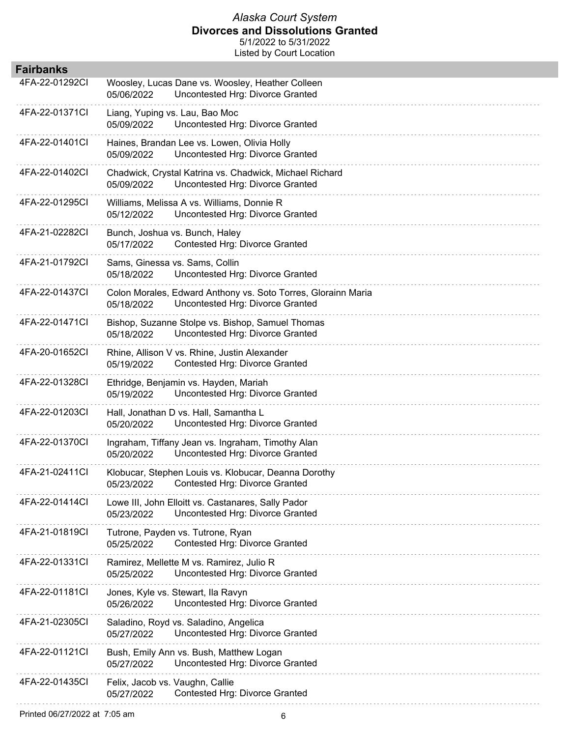*Alaska Court System*
**Divorces and Dissolutions Granted**
5/1/2022 to 5/31/2022
Listed by Court Location

## Fairbanks

| Case Number | Parties / Date | Disposition |
|---|---|---|
| 4FA-22-01292CI | Woosley, Lucas Dane vs. Woosley, Heather Colleen | |
| | 05/06/2022 | Uncontested Hrg: Divorce Granted |
| 4FA-22-01371CI | Liang, Yuping vs. Lau, Bao Moc | |
| | 05/09/2022 | Uncontested Hrg: Divorce Granted |
| 4FA-22-01401CI | Haines, Brandan Lee vs. Lowen, Olivia Holly | |
| | 05/09/2022 | Uncontested Hrg: Divorce Granted |
| 4FA-22-01402CI | Chadwick, Crystal Katrina vs. Chadwick, Michael Richard | |
| | 05/09/2022 | Uncontested Hrg: Divorce Granted |
| 4FA-22-01295CI | Williams, Melissa A vs. Williams, Donnie R | |
| | 05/12/2022 | Uncontested Hrg: Divorce Granted |
| 4FA-21-02282CI | Bunch, Joshua vs. Bunch, Haley | |
| | 05/17/2022 | Contested Hrg: Divorce Granted |
| 4FA-21-01792CI | Sams, Ginessa vs. Sams, Collin | |
| | 05/18/2022 | Uncontested Hrg: Divorce Granted |
| 4FA-22-01437CI | Colon Morales, Edward Anthony vs. Soto Torres, Glorainn Maria | |
| | 05/18/2022 | Uncontested Hrg: Divorce Granted |
| 4FA-22-01471CI | Bishop, Suzanne Stolpe vs. Bishop, Samuel Thomas | |
| | 05/18/2022 | Uncontested Hrg: Divorce Granted |
| 4FA-20-01652CI | Rhine, Allison V vs. Rhine, Justin Alexander | |
| | 05/19/2022 | Contested Hrg: Divorce Granted |
| 4FA-22-01328CI | Ethridge, Benjamin vs. Hayden, Mariah | |
| | 05/19/2022 | Uncontested Hrg: Divorce Granted |
| 4FA-22-01203CI | Hall, Jonathan D vs. Hall, Samantha L | |
| | 05/20/2022 | Uncontested Hrg: Divorce Granted |
| 4FA-22-01370CI | Ingraham, Tiffany Jean vs. Ingraham, Timothy Alan | |
| | 05/20/2022 | Uncontested Hrg: Divorce Granted |
| 4FA-21-02411CI | Klobucar, Stephen Louis vs. Klobucar, Deanna Dorothy | |
| | 05/23/2022 | Contested Hrg: Divorce Granted |
| 4FA-22-01414CI | Lowe III, John Elloitt vs. Castanares, Sally Pador | |
| | 05/23/2022 | Uncontested Hrg: Divorce Granted |
| 4FA-21-01819CI | Tutrone, Payden vs. Tutrone, Ryan | |
| | 05/25/2022 | Contested Hrg: Divorce Granted |
| 4FA-22-01331CI | Ramirez, Mellette M vs. Ramirez, Julio R | |
| | 05/25/2022 | Uncontested Hrg: Divorce Granted |
| 4FA-22-01181CI | Jones, Kyle vs. Stewart, Ila Ravyn | |
| | 05/26/2022 | Uncontested Hrg: Divorce Granted |
| 4FA-21-02305CI | Saladino, Royd vs. Saladino, Angelica | |
| | 05/27/2022 | Uncontested Hrg: Divorce Granted |
| 4FA-22-01121CI | Bush, Emily Ann vs. Bush, Matthew Logan | |
| | 05/27/2022 | Uncontested Hrg: Divorce Granted |
| 4FA-22-01435CI | Felix, Jacob vs. Vaughn, Callie | |
| | 05/27/2022 | Contested Hrg: Divorce Granted |

Printed 06/27/2022 at 7:05 am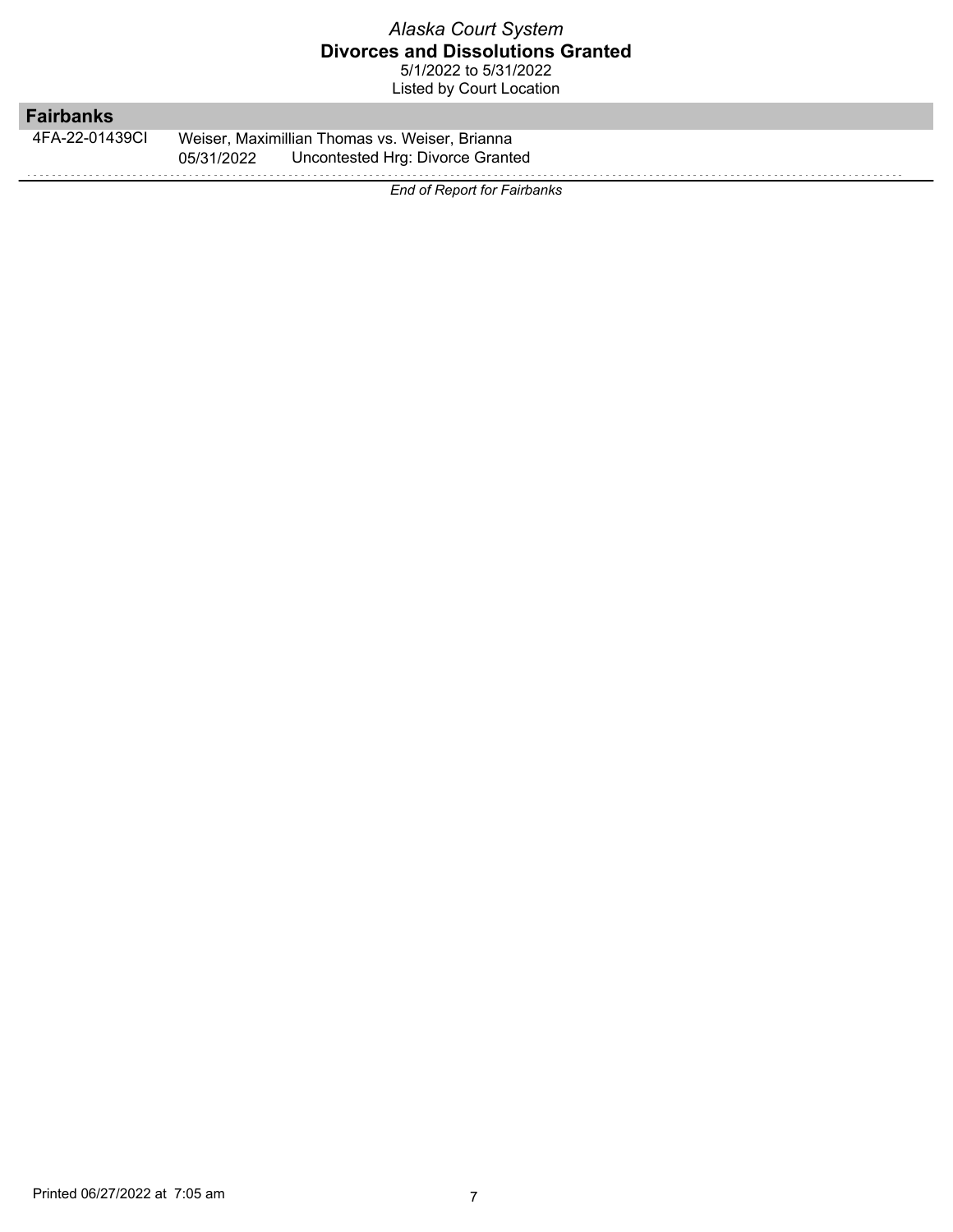*Alaska Court System*

**Divorces and Dissolutions Granted**

5/1/2022 to 5/31/2022

Listed by Court Location

## Fairbanks

| Case Number | Details |
|---|---|
| 4FA-22-01439CI | Weiser, Maximillian Thomas vs. Weiser, Brianna |
| | 05/31/2022 Uncontested Hrg: Divorce Granted |

*End of Report for Fairbanks*

Printed 06/27/2022 at 7:05 am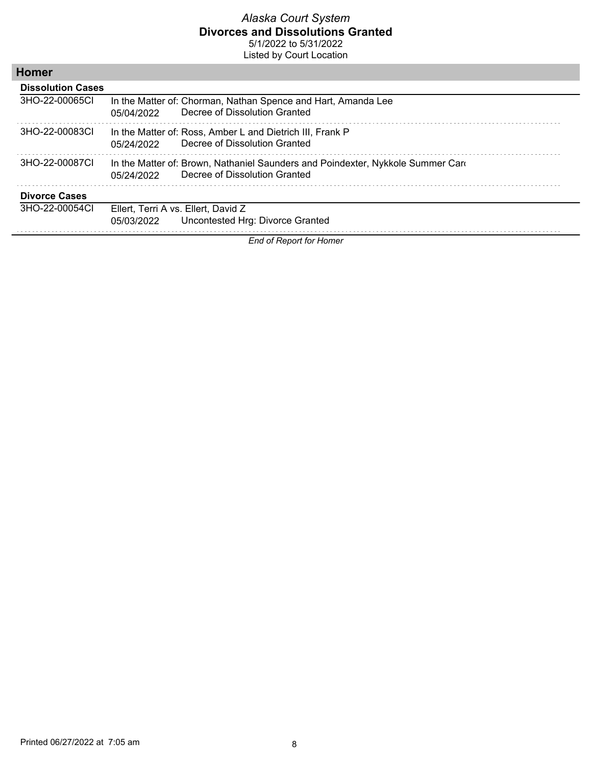*Alaska Court System*
**Divorces and Dissolutions Granted**
5/1/2022 to 5/31/2022
Listed by Court Location

## Homer

### Dissolution Cases

| Case Number | Date | Details |
|---|---|---|
| 3HO-22-00065CI | | In the Matter of: Chorman, Nathan Spence and Hart, Amanda Lee |
| | 05/04/2022 | Decree of Dissolution Granted |
| 3HO-22-00083CI | | In the Matter of: Ross, Amber L and Dietrich III, Frank P |
| | 05/24/2022 | Decree of Dissolution Granted |
| 3HO-22-00087CI | | In the Matter of: Brown, Nathaniel Saunders and Poindexter, Nykkole Summer Car( |
| | 05/24/2022 | Decree of Dissolution Granted |

### Divorce Cases

| Case Number | Date | Details |
|---|---|---|
| 3HO-22-00054CI | | Ellert, Terri A vs. Ellert, David Z |
| | 05/03/2022 | Uncontested Hrg: Divorce Granted |

*End of Report for Homer*

Printed 06/27/2022 at 7:05 am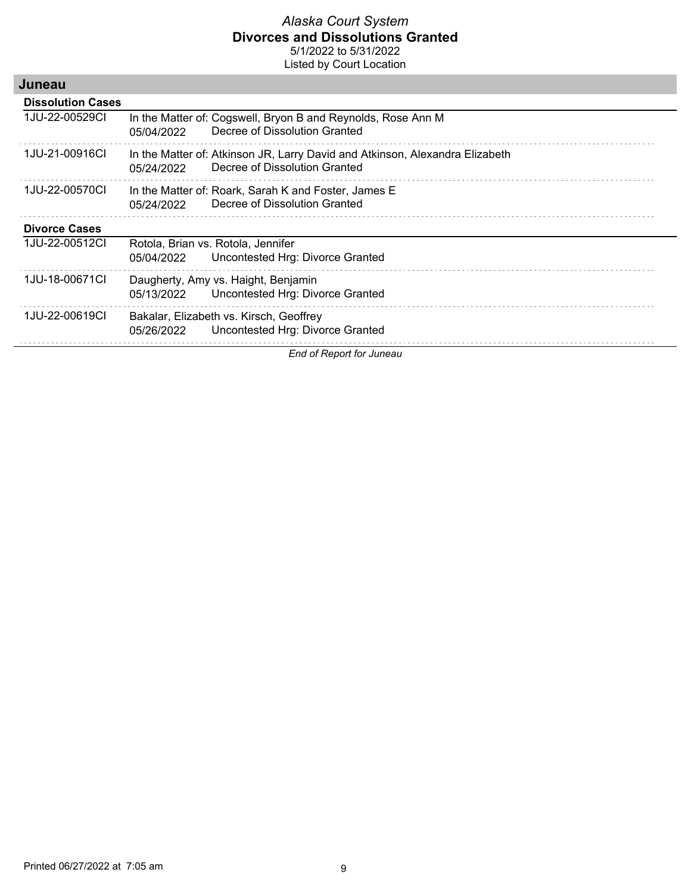*Alaska Court System*
**Divorces and Dissolutions Granted**
5/1/2022 to 5/31/2022
Listed by Court Location

## Juneau

### Dissolution Cases

| Case Number | Case / Date | Event |
|---|---|---|
| 1JU-22-00529CI | In the Matter of: Cogswell, Bryon B and Reynolds, Rose Ann M | |
| | 05/04/2022 | Decree of Dissolution Granted |
| 1JU-21-00916CI | In the Matter of: Atkinson JR, Larry David and Atkinson, Alexandra Elizabeth | |
| | 05/24/2022 | Decree of Dissolution Granted |
| 1JU-22-00570CI | In the Matter of: Roark, Sarah K and Foster, James E | |
| | 05/24/2022 | Decree of Dissolution Granted |

### Divorce Cases

| Case Number | Case / Date | Event |
|---|---|---|
| 1JU-22-00512CI | Rotola, Brian vs. Rotola, Jennifer | |
| | 05/04/2022 | Uncontested Hrg: Divorce Granted |
| 1JU-18-00671CI | Daugherty, Amy vs. Haight, Benjamin | |
| | 05/13/2022 | Uncontested Hrg: Divorce Granted |
| 1JU-22-00619CI | Bakalar, Elizabeth vs. Kirsch, Geoffrey | |
| | 05/26/2022 | Uncontested Hrg: Divorce Granted |

*End of Report for Juneau*

Printed 06/27/2022 at 7:05 am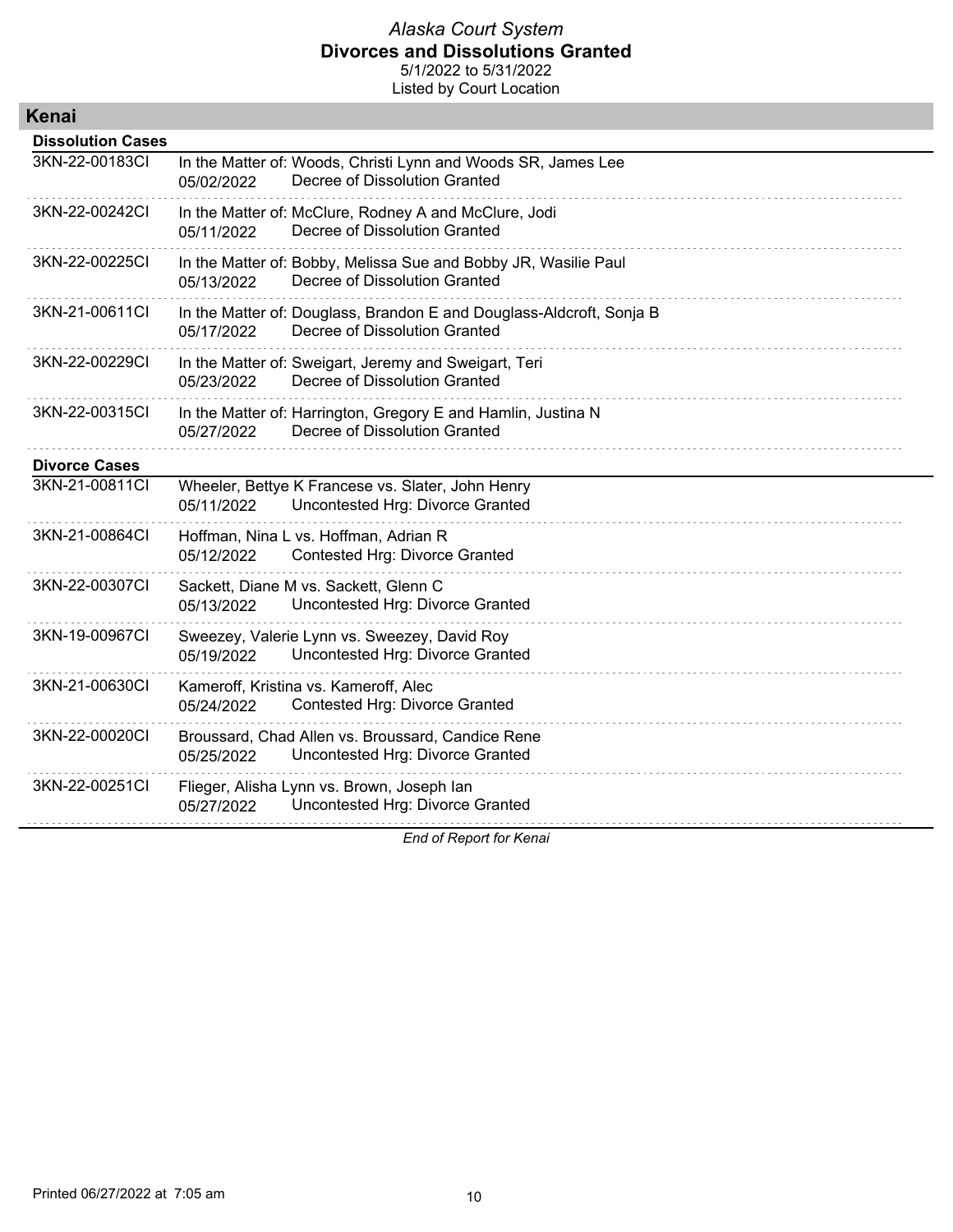*Alaska Court System*
**Divorces and Dissolutions Granted**
5/1/2022 to 5/31/2022
Listed by Court Location

## Kenai

### Dissolution Cases

| Case | Details |
|---|---|
| 3KN-22-00183CI | In the Matter of: Woods, Christi Lynn and Woods SR, James Lee<br>05/02/2022 Decree of Dissolution Granted |
| 3KN-22-00242CI | In the Matter of: McClure, Rodney A and McClure, Jodi<br>05/11/2022 Decree of Dissolution Granted |
| 3KN-22-00225CI | In the Matter of: Bobby, Melissa Sue and Bobby JR, Wasilie Paul<br>05/13/2022 Decree of Dissolution Granted |
| 3KN-21-00611CI | In the Matter of: Douglass, Brandon E and Douglass-Aldcroft, Sonja B<br>05/17/2022 Decree of Dissolution Granted |
| 3KN-22-00229CI | In the Matter of: Sweigart, Jeremy and Sweigart, Teri<br>05/23/2022 Decree of Dissolution Granted |
| 3KN-22-00315CI | In the Matter of: Harrington, Gregory E and Hamlin, Justina N<br>05/27/2022 Decree of Dissolution Granted |

### Divorce Cases

| Case | Details |
|---|---|
| 3KN-21-00811CI | Wheeler, Bettye K Francese vs. Slater, John Henry<br>05/11/2022 Uncontested Hrg: Divorce Granted |
| 3KN-21-00864CI | Hoffman, Nina L vs. Hoffman, Adrian R<br>05/12/2022 Contested Hrg: Divorce Granted |
| 3KN-22-00307CI | Sackett, Diane M vs. Sackett, Glenn C<br>05/13/2022 Uncontested Hrg: Divorce Granted |
| 3KN-19-00967CI | Sweezey, Valerie Lynn vs. Sweezey, David Roy<br>05/19/2022 Uncontested Hrg: Divorce Granted |
| 3KN-21-00630CI | Kameroff, Kristina vs. Kameroff, Alec<br>05/24/2022 Contested Hrg: Divorce Granted |
| 3KN-22-00020CI | Broussard, Chad Allen vs. Broussard, Candice Rene<br>05/25/2022 Uncontested Hrg: Divorce Granted |
| 3KN-22-00251CI | Flieger, Alisha Lynn vs. Brown, Joseph Ian<br>05/27/2022 Uncontested Hrg: Divorce Granted |

*End of Report for Kenai*

Printed 06/27/2022 at 7:05 am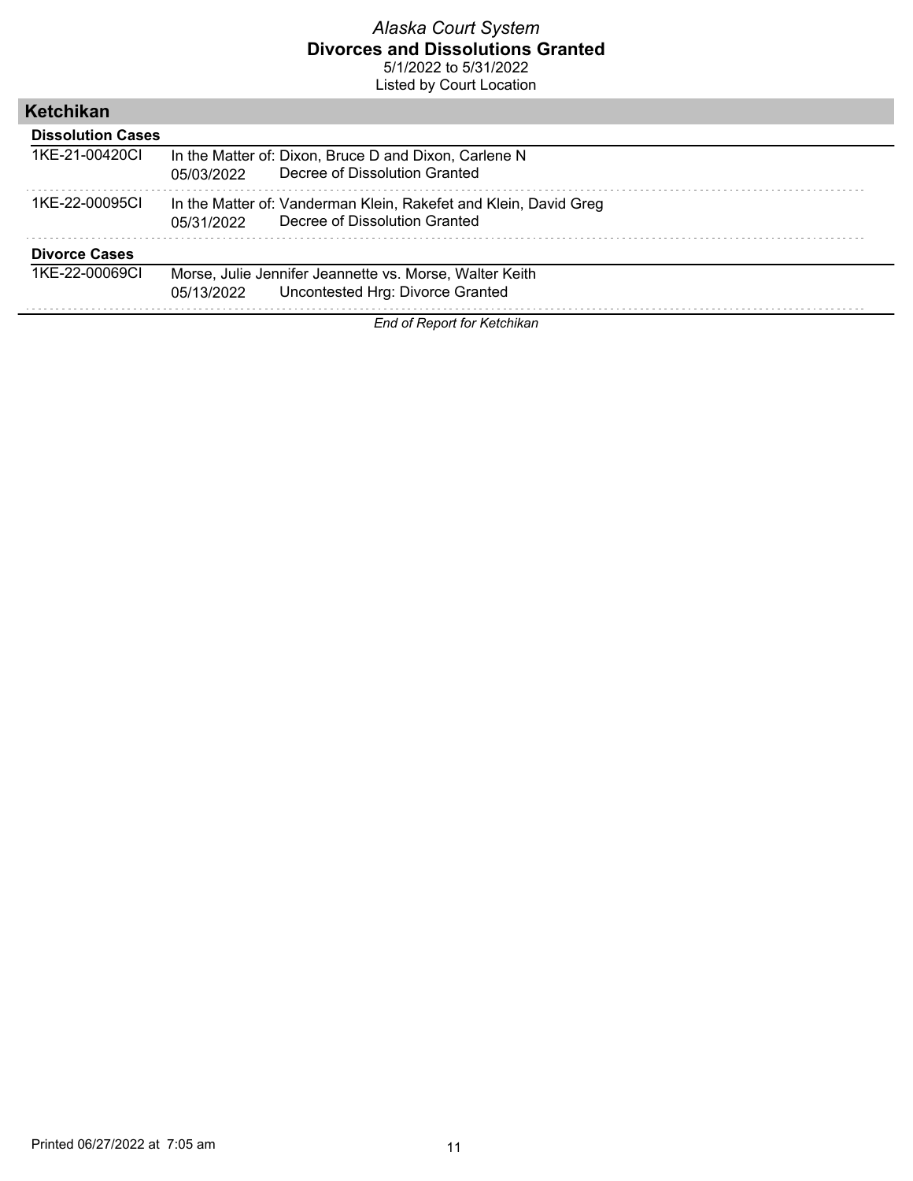# Ketchikan

## Dissolution Cases

| Case | Details | |
|---|---|---|
| 1KE-21-00420CI | In the Matter of: Dixon, Bruce D and Dixon, Carlene N | |
| | 05/03/2022 | Decree of Dissolution Granted |
| 1KE-22-00095CI | In the Matter of: Vanderman Klein, Rakefet and Klein, David Greg | |
| | 05/31/2022 | Decree of Dissolution Granted |

## Divorce Cases

| Case | Details | |
|---|---|---|
| 1KE-22-00069CI | Morse, Julie Jennifer Jeannette vs. Morse, Walter Keith | |
| | 05/13/2022 | Uncontested Hrg: Divorce Granted |

*End of Report for Ketchikan*

Printed 06/27/2022 at 7:05 am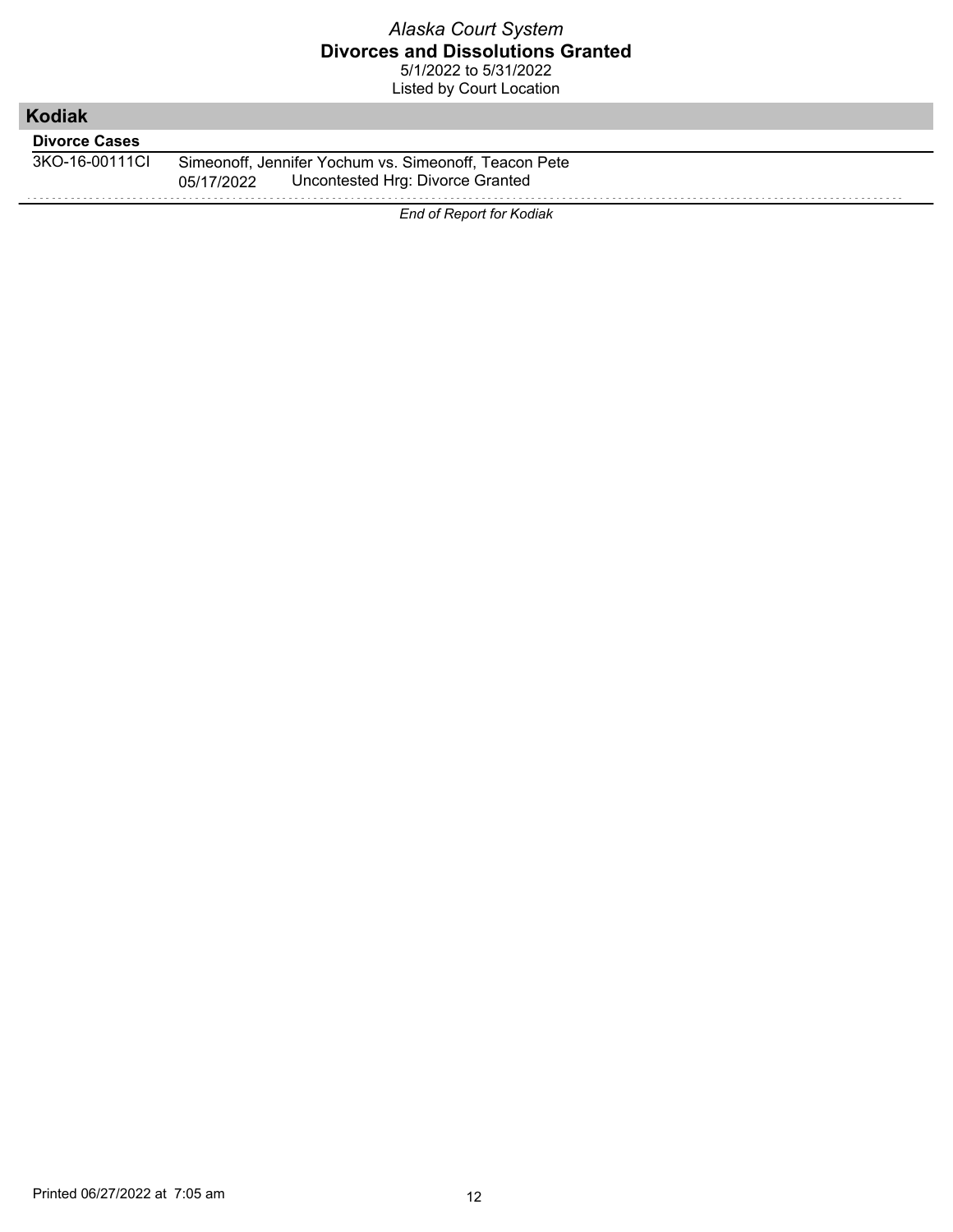*Alaska Court System*
**Divorces and Dissolutions Granted**
5/1/2022 to 5/31/2022
Listed by Court Location

## Kodiak

### Divorce Cases

| | |
|---|---|
| 3KO-16-00111CI | Simeonoff, Jennifer Yochum vs. Simeonoff, Teacon Pete |
| | 05/17/2022 Uncontested Hrg: Divorce Granted |

*End of Report for Kodiak*

Printed 06/27/2022 at 7:05 am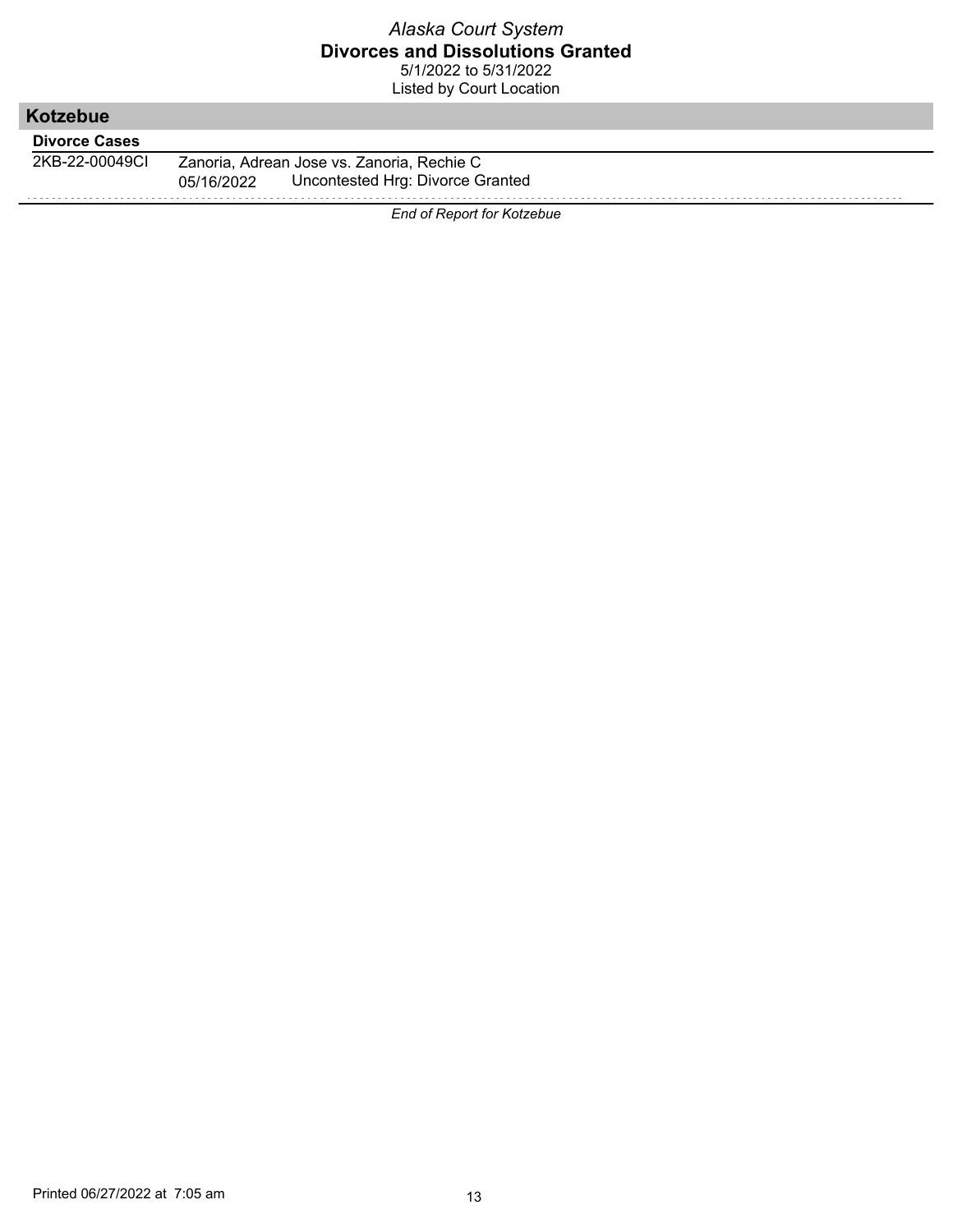## Kotzebue

### Divorce Cases

| | | |
|---|---|---|
| 2KB-22-00049CI | Zanoria, Adrean Jose vs. Zanoria, Rechie C | |
| | 05/16/2022 | Uncontested Hrg: Divorce Granted |

*End of Report for Kotzebue*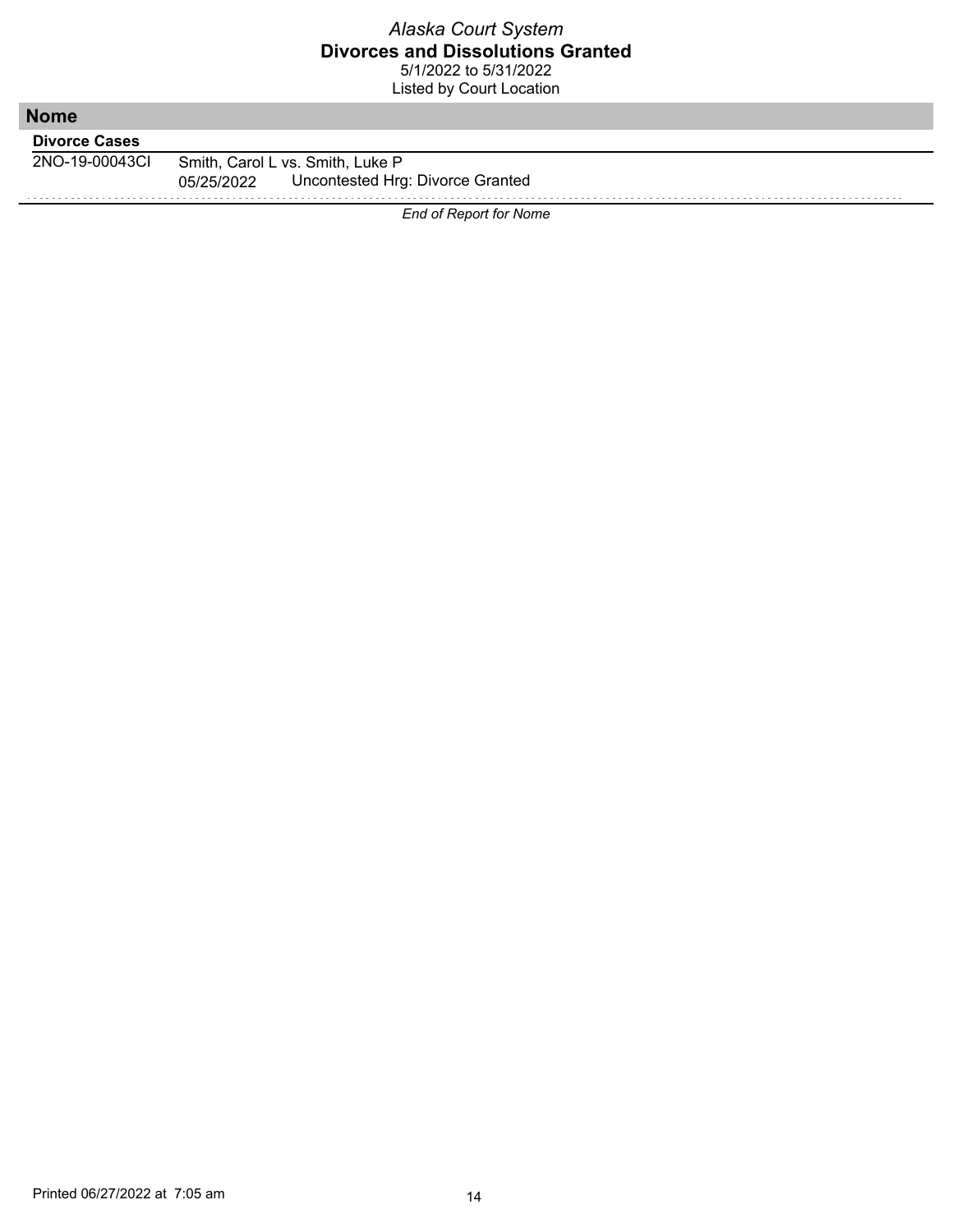# Alaska Court System

## Divorces and Dissolutions Granted

5/1/2022 to 5/31/2022

Listed by Court Location

## Nome

### Divorce Cases

| Case Number | Details |
| --- | --- |
| 2NO-19-00043CI | Smith, Carol L vs. Smith, Luke P |
| | 05/25/2022 Uncontested Hrg: Divorce Granted |

*End of Report for Nome*

Printed 06/27/2022 at 7:05 am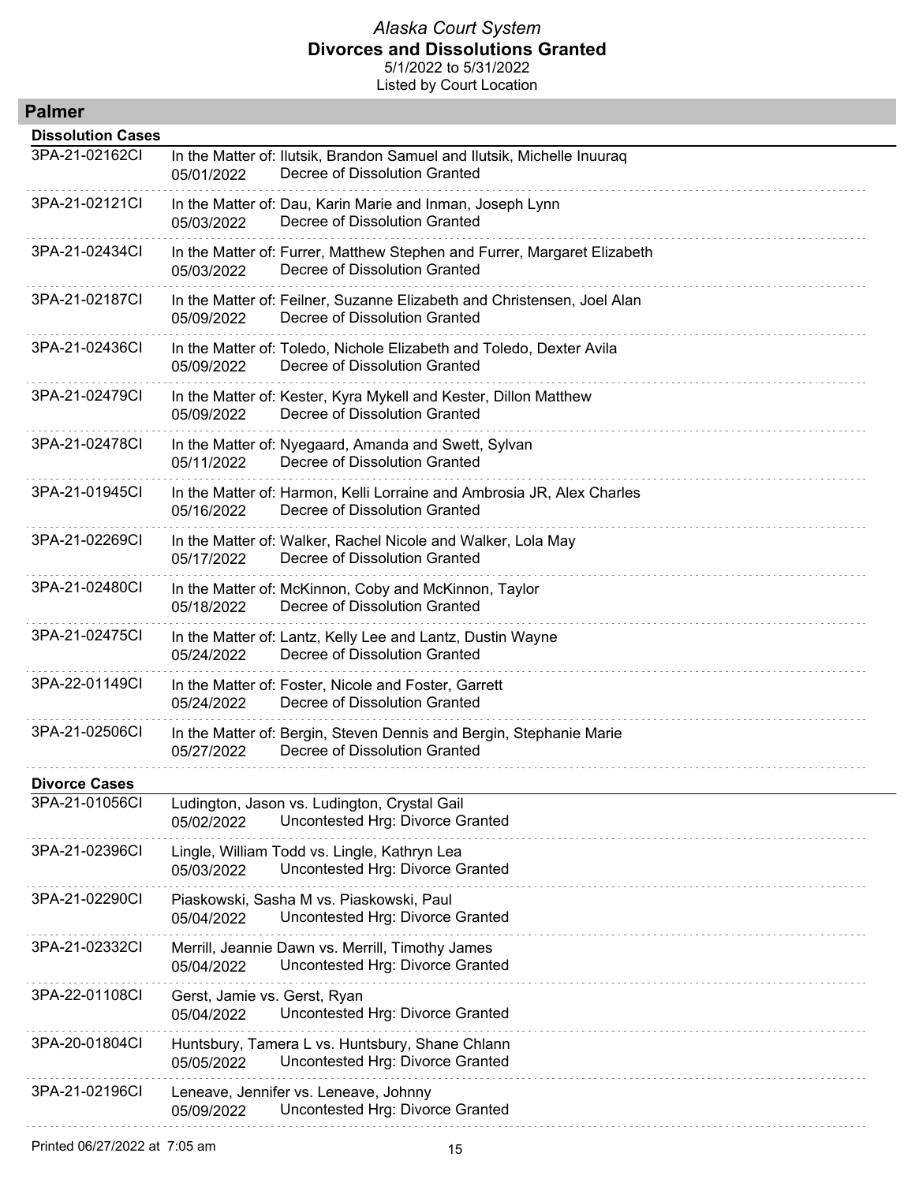## Palmer

### Dissolution Cases

| Case Number | Details | | |
|---|---|---|---|
| 3PA-21-02162CI | In the Matter of: Ilutsik, Brandon Samuel and Ilutsik, Michelle Inuuraq | 05/01/2022 | Decree of Dissolution Granted |
| 3PA-21-02121CI | In the Matter of: Dau, Karin Marie and Inman, Joseph Lynn | 05/03/2022 | Decree of Dissolution Granted |
| 3PA-21-02434CI | In the Matter of: Furrer, Matthew Stephen and Furrer, Margaret Elizabeth | 05/03/2022 | Decree of Dissolution Granted |
| 3PA-21-02187CI | In the Matter of: Feilner, Suzanne Elizabeth and Christensen, Joel Alan | 05/09/2022 | Decree of Dissolution Granted |
| 3PA-21-02436CI | In the Matter of: Toledo, Nichole Elizabeth and Toledo, Dexter Avila | 05/09/2022 | Decree of Dissolution Granted |
| 3PA-21-02479CI | In the Matter of: Kester, Kyra Mykell and Kester, Dillon Matthew | 05/09/2022 | Decree of Dissolution Granted |
| 3PA-21-02478CI | In the Matter of: Nyegaard, Amanda and Swett, Sylvan | 05/11/2022 | Decree of Dissolution Granted |
| 3PA-21-01945CI | In the Matter of: Harmon, Kelli Lorraine and Ambrosia JR, Alex Charles | 05/16/2022 | Decree of Dissolution Granted |
| 3PA-21-02269CI | In the Matter of: Walker, Rachel Nicole and Walker, Lola May | 05/17/2022 | Decree of Dissolution Granted |
| 3PA-21-02480CI | In the Matter of: McKinnon, Coby and McKinnon, Taylor | 05/18/2022 | Decree of Dissolution Granted |
| 3PA-21-02475CI | In the Matter of: Lantz, Kelly Lee and Lantz, Dustin Wayne | 05/24/2022 | Decree of Dissolution Granted |
| 3PA-22-01149CI | In the Matter of: Foster, Nicole and Foster, Garrett | 05/24/2022 | Decree of Dissolution Granted |
| 3PA-21-02506CI | In the Matter of: Bergin, Steven Dennis and Bergin, Stephanie Marie | 05/27/2022 | Decree of Dissolution Granted |

### Divorce Cases

| Case Number | Details | | |
|---|---|---|---|
| 3PA-21-01056CI | Ludington, Jason vs. Ludington, Crystal Gail | 05/02/2022 | Uncontested Hrg: Divorce Granted |
| 3PA-21-02396CI | Lingle, William Todd vs. Lingle, Kathryn Lea | 05/03/2022 | Uncontested Hrg: Divorce Granted |
| 3PA-21-02290CI | Piaskowski, Sasha M vs. Piaskowski, Paul | 05/04/2022 | Uncontested Hrg: Divorce Granted |
| 3PA-21-02332CI | Merrill, Jeannie Dawn vs. Merrill, Timothy James | 05/04/2022 | Uncontested Hrg: Divorce Granted |
| 3PA-22-01108CI | Gerst, Jamie vs. Gerst, Ryan | 05/04/2022 | Uncontested Hrg: Divorce Granted |
| 3PA-20-01804CI | Huntsbury, Tamera L vs. Huntsbury, Shane Chlann | 05/05/2022 | Uncontested Hrg: Divorce Granted |
| 3PA-21-02196CI | Leneave, Jennifer vs. Leneave, Johnny | 05/09/2022 | Uncontested Hrg: Divorce Granted |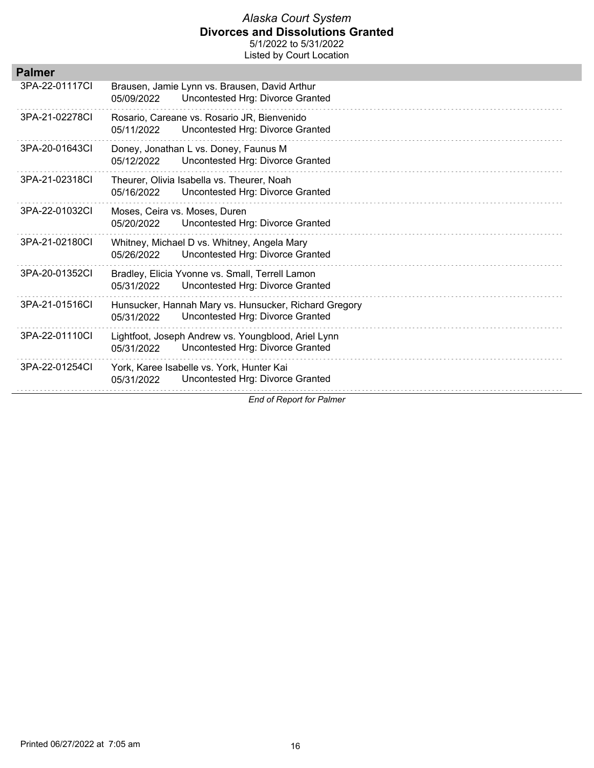*Alaska Court System*

**Divorces and Dissolutions Granted**

5/1/2022 to 5/31/2022

Listed by Court Location

## Palmer

| Case Number | Parties / Date / Event |
|---|---|
| 3PA-22-01117CI | Brausen, Jamie Lynn vs. Brausen, David Arthur<br>05/09/2022 Uncontested Hrg: Divorce Granted |
| 3PA-21-02278CI | Rosario, Careane vs. Rosario JR, Bienvenido<br>05/11/2022 Uncontested Hrg: Divorce Granted |
| 3PA-20-01643CI | Doney, Jonathan L vs. Doney, Faunus M<br>05/12/2022 Uncontested Hrg: Divorce Granted |
| 3PA-21-02318CI | Theurer, Olivia Isabella vs. Theurer, Noah<br>05/16/2022 Uncontested Hrg: Divorce Granted |
| 3PA-22-01032CI | Moses, Ceira vs. Moses, Duren<br>05/20/2022 Uncontested Hrg: Divorce Granted |
| 3PA-21-02180CI | Whitney, Michael D vs. Whitney, Angela Mary<br>05/26/2022 Uncontested Hrg: Divorce Granted |
| 3PA-20-01352CI | Bradley, Elicia Yvonne vs. Small, Terrell Lamon<br>05/31/2022 Uncontested Hrg: Divorce Granted |
| 3PA-21-01516CI | Hunsucker, Hannah Mary vs. Hunsucker, Richard Gregory<br>05/31/2022 Uncontested Hrg: Divorce Granted |
| 3PA-22-01110CI | Lightfoot, Joseph Andrew vs. Youngblood, Ariel Lynn<br>05/31/2022 Uncontested Hrg: Divorce Granted |
| 3PA-22-01254CI | York, Karee Isabelle vs. York, Hunter Kai<br>05/31/2022 Uncontested Hrg: Divorce Granted |

*End of Report for Palmer*

Printed 06/27/2022 at 7:05 am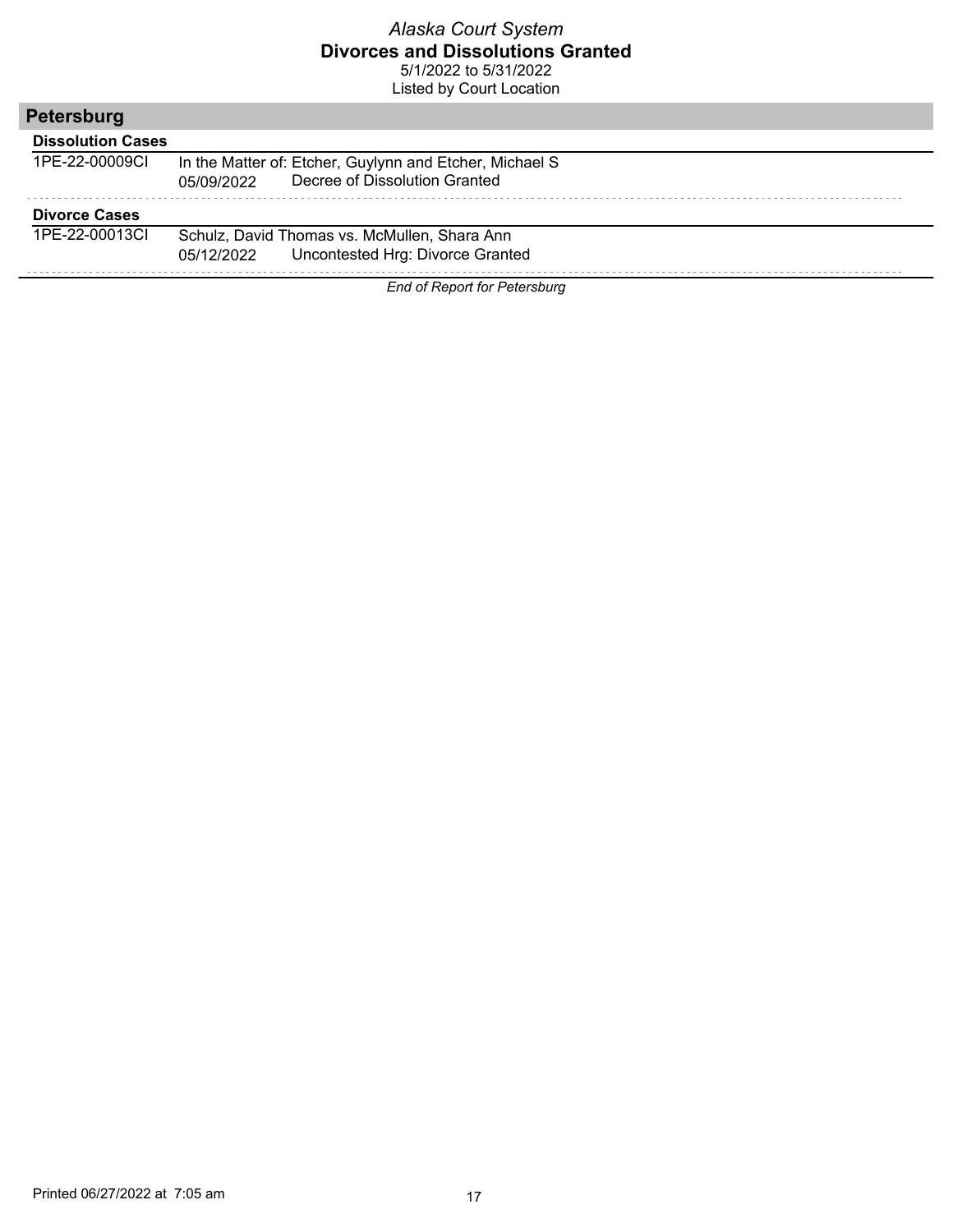# Alaska Court System
## Divorces and Dissolutions Granted
5/1/2022 to 5/31/2022

Listed by Court Location

## Petersburg

### Dissolution Cases

1PE-22-00009CI — In the Matter of: Etcher, Guylynn and Etcher, Michael S

05/09/2022 Decree of Dissolution Granted

### Divorce Cases

1PE-22-00013CI — Schulz, David Thomas vs. McMullen, Shara Ann

05/12/2022 Uncontested Hrg: Divorce Granted

*End of Report for Petersburg*

Printed 06/27/2022 at 7:05 am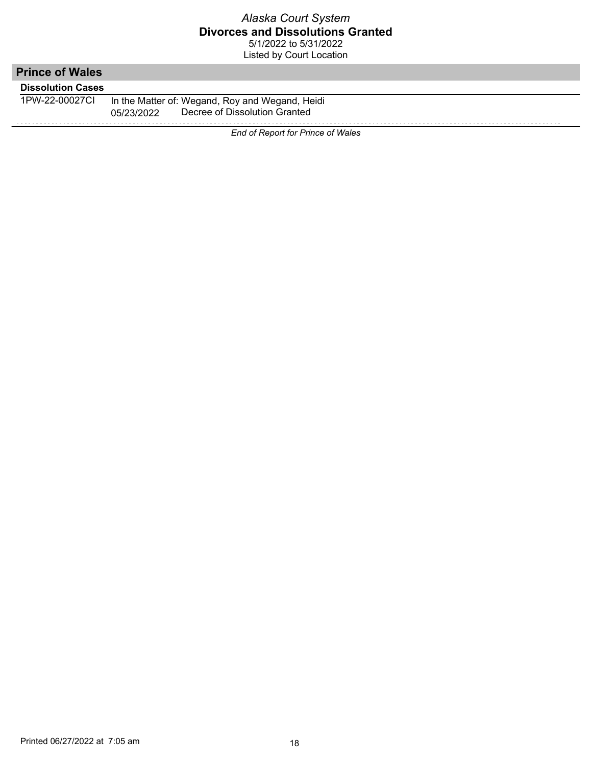*Alaska Court System*

**Divorces and Dissolutions Granted**

5/1/2022 to 5/31/2022

Listed by Court Location

## Prince of Wales

**Dissolution Cases**

1PW-22-00027CI In the Matter of: Wegand, Roy and Wegand, Heidi

05/23/2022 Decree of Dissolution Granted

*End of Report for Prince of Wales*

Printed 06/27/2022 at 7:05 am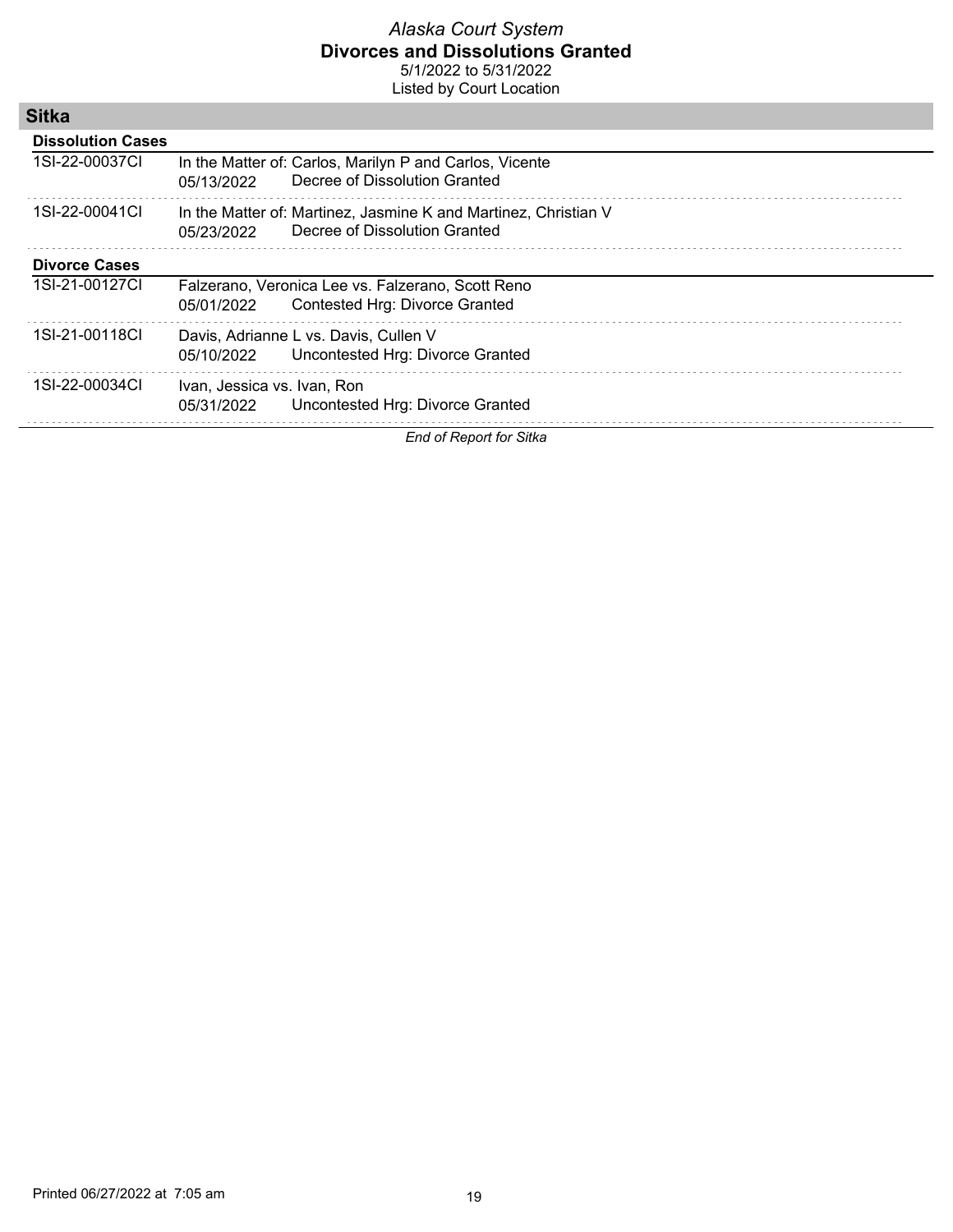*Alaska Court System*
**Divorces and Dissolutions Granted**
5/1/2022 to 5/31/2022
Listed by Court Location

## Sitka

### Dissolution Cases

| Case | Details |
|---|---|
| 1SI-22-00037CI | In the Matter of: Carlos, Marilyn P and Carlos, Vicente<br>05/13/2022 Decree of Dissolution Granted |
| 1SI-22-00041CI | In the Matter of: Martinez, Jasmine K and Martinez, Christian V<br>05/23/2022 Decree of Dissolution Granted |

### Divorce Cases

| Case | Details |
|---|---|
| 1SI-21-00127CI | Falzerano, Veronica Lee vs. Falzerano, Scott Reno<br>05/01/2022 Contested Hrg: Divorce Granted |
| 1SI-21-00118CI | Davis, Adrianne L vs. Davis, Cullen V<br>05/10/2022 Uncontested Hrg: Divorce Granted |
| 1SI-22-00034CI | Ivan, Jessica vs. Ivan, Ron<br>05/31/2022 Uncontested Hrg: Divorce Granted |

*End of Report for Sitka*

Printed 06/27/2022 at 7:05 am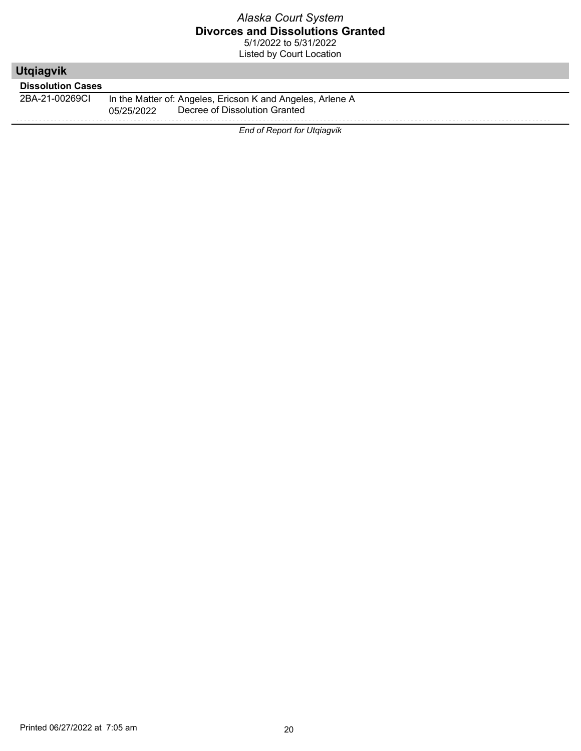## Utqiagvik

### Dissolution Cases

2BA-21-00269CI In the Matter of: Angeles, Ericson K and Angeles, Arlene A
05/25/2022 Decree of Dissolution Granted

*End of Report for Utqiagvik*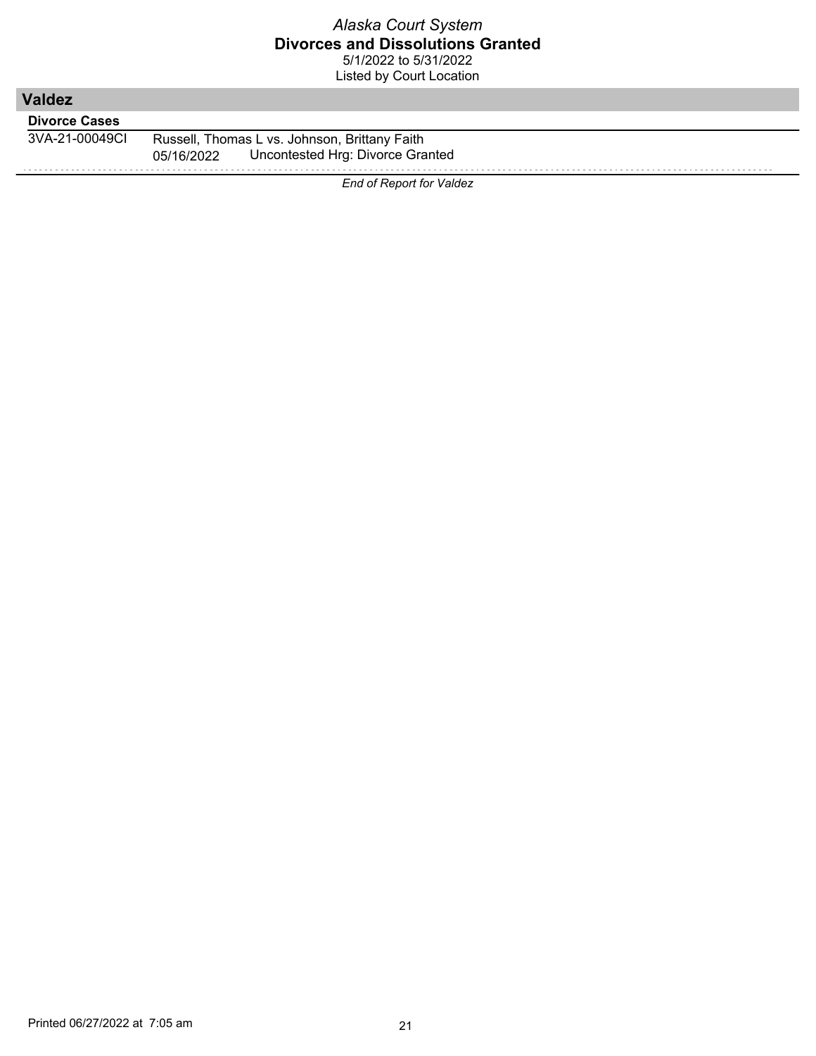*Alaska Court System*

**Divorces and Dissolutions Granted**

5/1/2022 to 5/31/2022

Listed by Court Location

## Valdez

### Divorce Cases

| Case Number | Details |
|---|---|
| 3VA-21-00049CI | Russell, Thomas L vs. Johnson, Brittany Faith |
| | 05/16/2022 Uncontested Hrg: Divorce Granted |

*End of Report for Valdez*

Printed 06/27/2022 at 7:05 am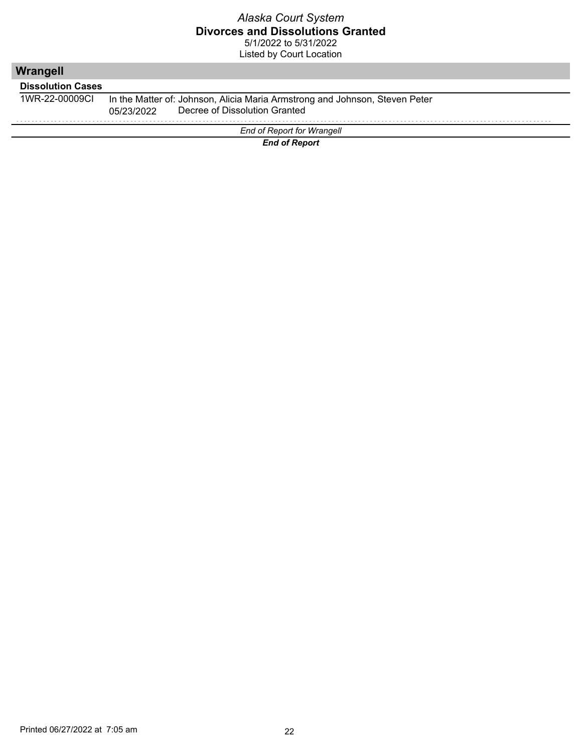*Alaska Court System*

**Divorces and Dissolutions Granted**

5/1/2022 to 5/31/2022

Listed by Court Location

## Wrangell

**Dissolution Cases**

1WR-22-00009CI In the Matter of: Johnson, Alicia Maria Armstrong and Johnson, Steven Peter

05/23/2022 Decree of Dissolution Granted

*End of Report for Wrangell*

***End of Report***

Printed 06/27/2022 at 7:05 am